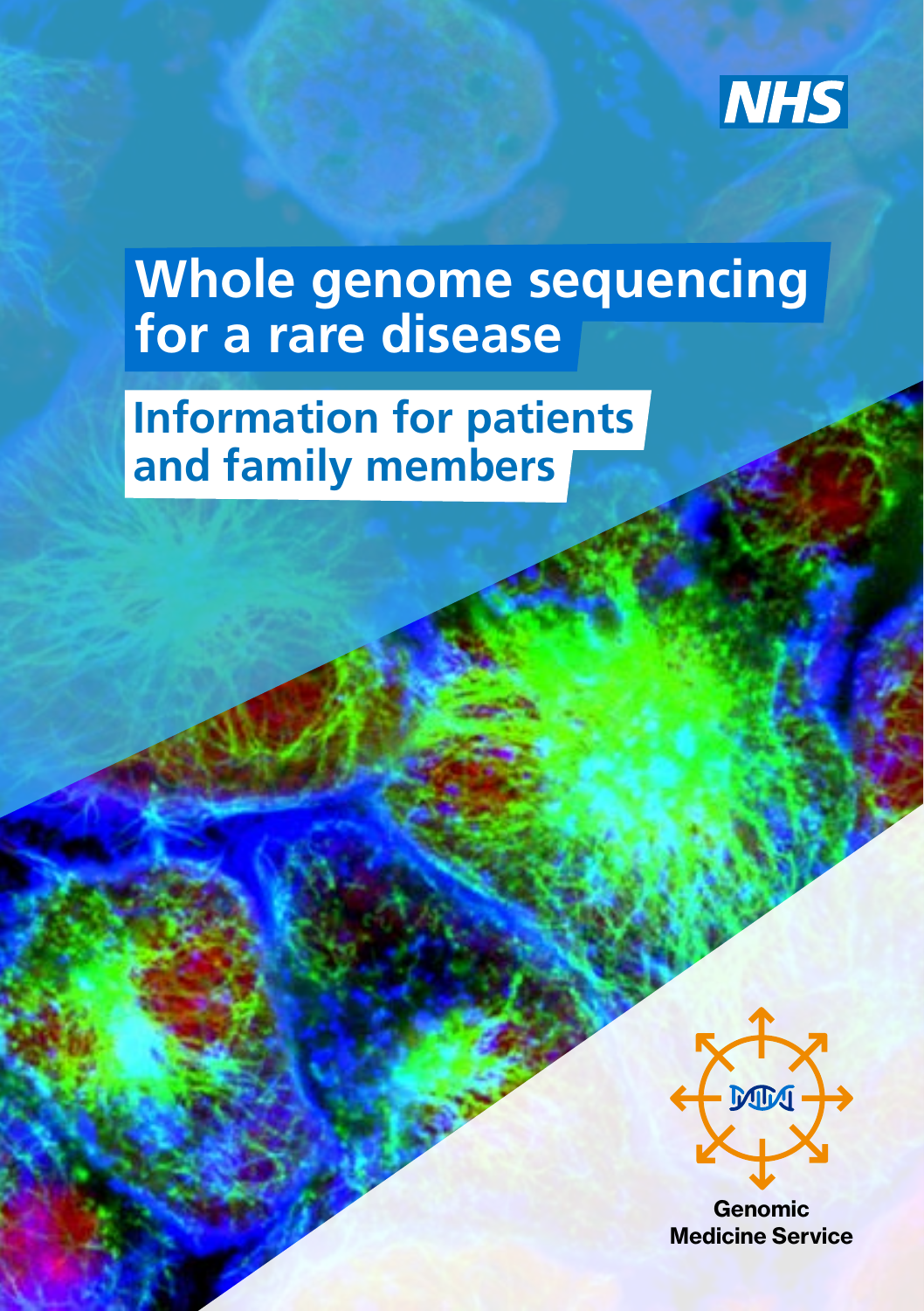NHS

# Whole genome sequencing for a rare disease

## Information for patients and family members

Genomic Medicine Service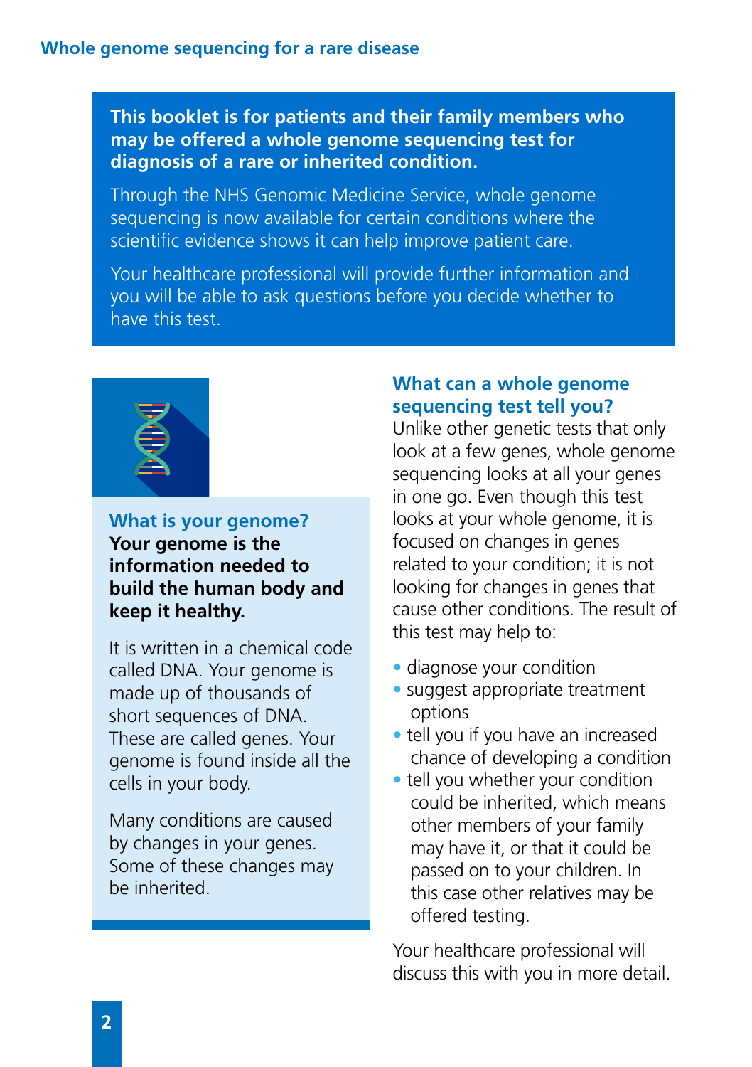**This booklet is for patients and their family members who may be offered a whole genome sequencing test for diagnosis of a rare or inherited condition.**

Through the NHS Genomic Medicine Service, whole genome sequencing is now available for certain conditions where the scientific evidence shows it can help improve patient care.

Your healthcare professional will provide further information and you will be able to ask questions before you decide whether to have this test.

## What is your genome?

**Your genome is the information needed to build the human body and keep it healthy.**

It is written in a chemical code called DNA. Your genome is made up of thousands of short sequences of DNA. These are called genes. Your genome is found inside all the cells in your body.

Many conditions are caused by changes in your genes. Some of these changes may be inherited.

## What can a whole genome sequencing test tell you?

Unlike other genetic tests that only look at a few genes, whole genome sequencing looks at all your genes in one go. Even though this test looks at your whole genome, it is focused on changes in genes related to your condition; it is not looking for changes in genes that cause other conditions. The result of this test may help to:

- diagnose your condition
- suggest appropriate treatment options
- tell you if you have an increased chance of developing a condition
- tell you whether your condition could be inherited, which means other members of your family may have it, or that it could be passed on to your children. In this case other relatives may be offered testing.

Your healthcare professional will discuss this with you in more detail.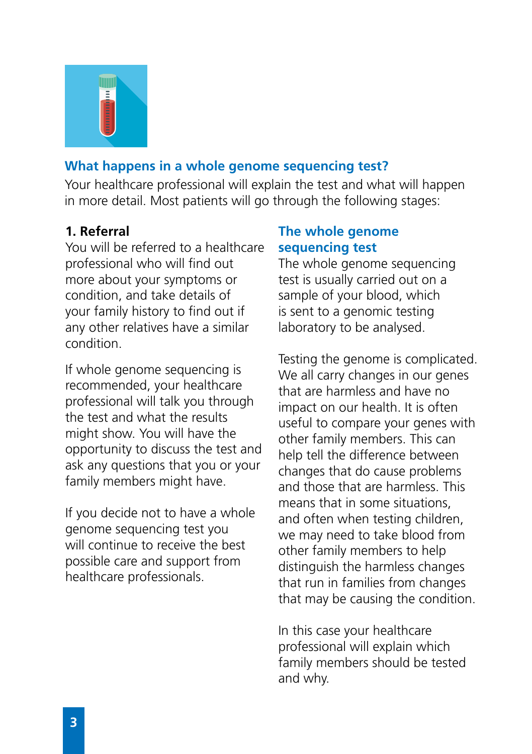## What happens in a whole genome sequencing test?

Your healthcare professional will explain the test and what will happen in more detail. Most patients will go through the following stages:

**1. Referral**

You will be referred to a healthcare professional who will find out more about your symptoms or condition, and take details of your family history to find out if any other relatives have a similar condition.

If whole genome sequencing is recommended, your healthcare professional will talk you through the test and what the results might show. You will have the opportunity to discuss the test and ask any questions that you or your family members might have.

If you decide not to have a whole genome sequencing test you will continue to receive the best possible care and support from healthcare professionals.

### The whole genome sequencing test

The whole genome sequencing test is usually carried out on a sample of your blood, which is sent to a genomic testing laboratory to be analysed.

Testing the genome is complicated. We all carry changes in our genes that are harmless and have no impact on our health. It is often useful to compare your genes with other family members. This can help tell the difference between changes that do cause problems and those that are harmless. This means that in some situations, and often when testing children, we may need to take blood from other family members to help distinguish the harmless changes that run in families from changes that may be causing the condition.

In this case your healthcare professional will explain which family members should be tested and why.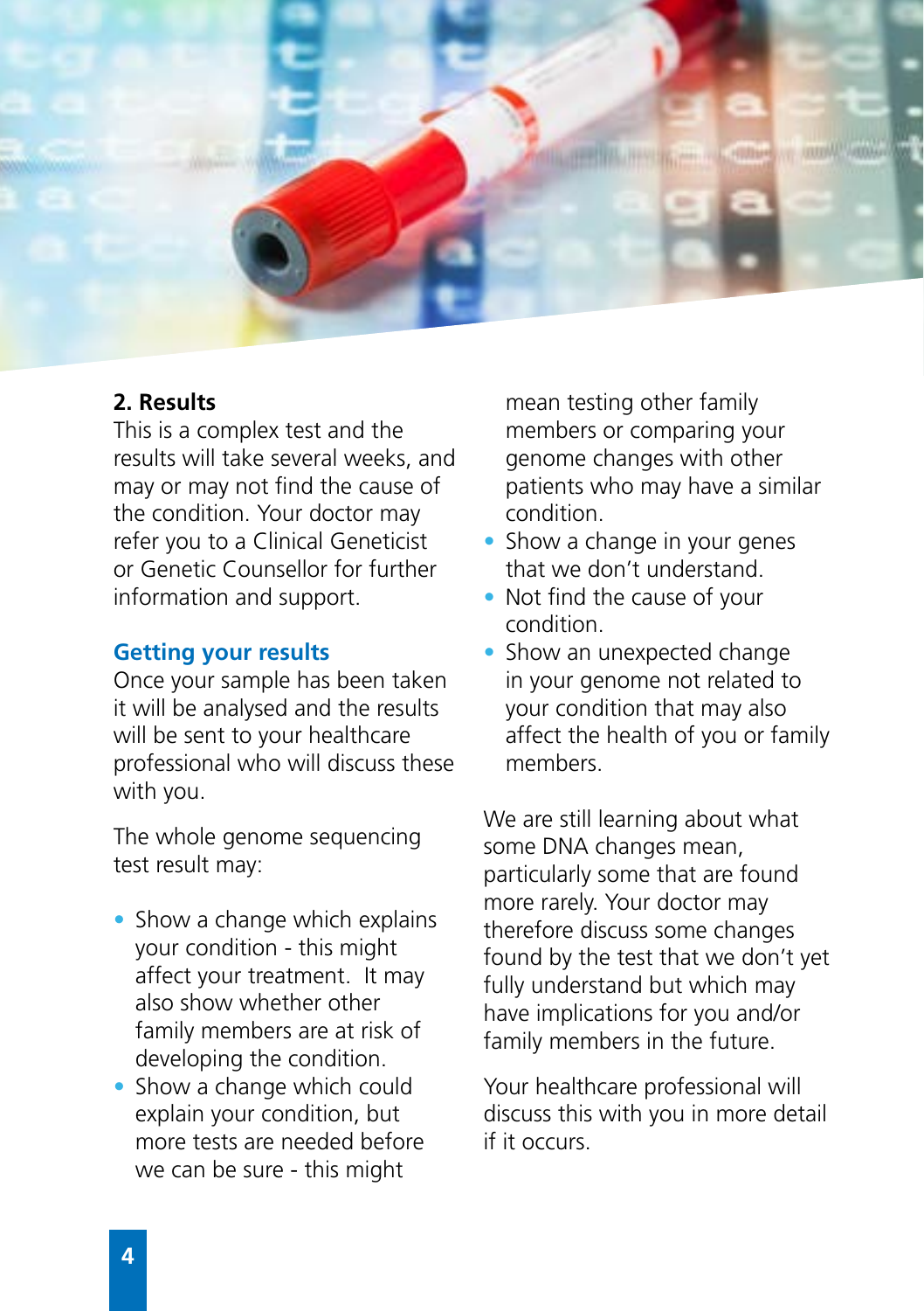**2. Results**

This is a complex test and the results will take several weeks, and may or may not find the cause of the condition. Your doctor may refer you to a Clinical Geneticist or Genetic Counsellor for further information and support.

## Getting your results

Once your sample has been taken it will be analysed and the results will be sent to your healthcare professional who will discuss these with you.

The whole genome sequencing test result may:

- Show a change which explains your condition - this might affect your treatment. It may also show whether other family members are at risk of developing the condition.
- Show a change which could explain your condition, but more tests are needed before we can be sure - this might mean testing other family members or comparing your genome changes with other patients who may have a similar condition.
- Show a change in your genes that we don't understand.
- Not find the cause of your condition.
- Show an unexpected change in your genome not related to your condition that may also affect the health of you or family members.

We are still learning about what some DNA changes mean, particularly some that are found more rarely. Your doctor may therefore discuss some changes found by the test that we don't yet fully understand but which may have implications for you and/or family members in the future.

Your healthcare professional will discuss this with you in more detail if it occurs.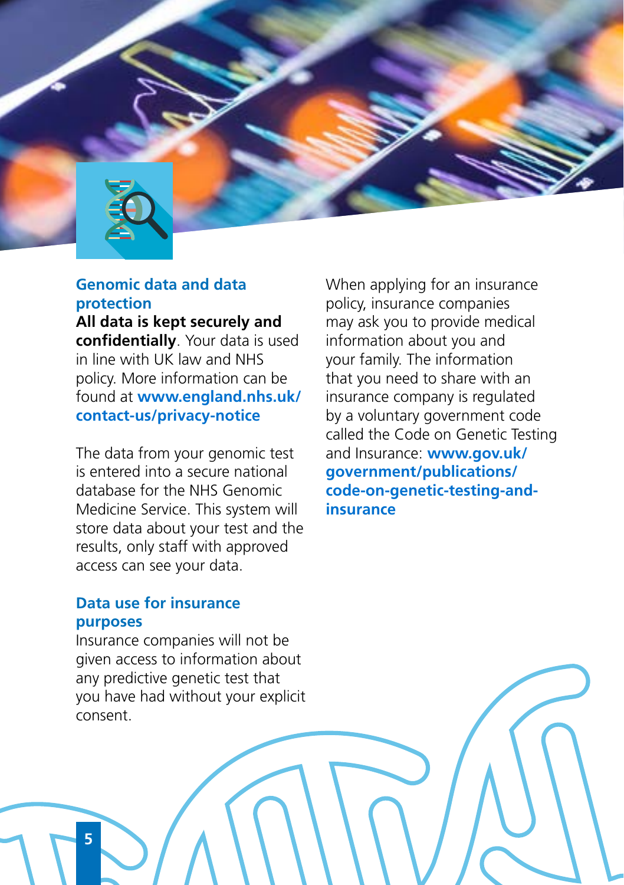## Genomic data and data protection

**All data is kept securely and confidentially**. Your data is used in line with UK law and NHS policy. More information can be found at **www.england.nhs.uk/contact-us/privacy-notice**

The data from your genomic test is entered into a secure national database for the NHS Genomic Medicine Service. This system will store data about your test and the results, only staff with approved access can see your data.

## Data use for insurance purposes

Insurance companies will not be given access to information about any predictive genetic test that you have had without your explicit consent.

When applying for an insurance policy, insurance companies may ask you to provide medical information about you and your family. The information that you need to share with an insurance company is regulated by a voluntary government code called the Code on Genetic Testing and Insurance: **www.gov.uk/government/publications/code-on-genetic-testing-and-insurance**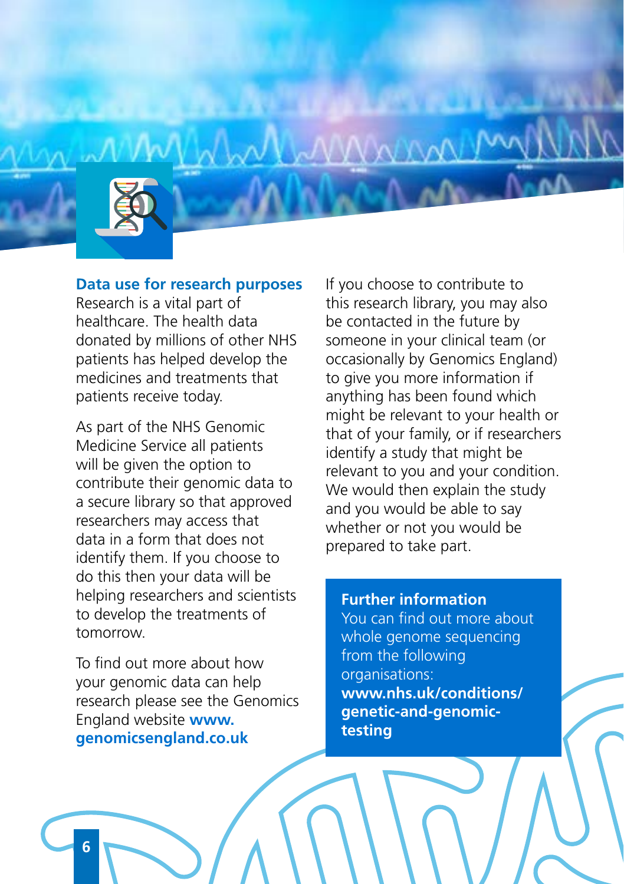## Data use for research purposes

Research is a vital part of healthcare. The health data donated by millions of other NHS patients has helped develop the medicines and treatments that patients receive today.

As part of the NHS Genomic Medicine Service all patients will be given the option to contribute their genomic data to a secure library so that approved researchers may access that data in a form that does not identify them. If you choose to do this then your data will be helping researchers and scientists to develop the treatments of tomorrow.

To find out more about how your genomic data can help research please see the Genomics England website **www.genomicsengland.co.uk**

If you choose to contribute to this research library, you may also be contacted in the future by someone in your clinical team (or occasionally by Genomics England) to give you more information if anything has been found which might be relevant to your health or that of your family, or if researchers identify a study that might be relevant to you and your condition. We would then explain the study and you would be able to say whether or not you would be prepared to take part.

## Further information

You can find out more about whole genome sequencing from the following organisations:

**www.nhs.uk/conditions/genetic-and-genomic-testing**